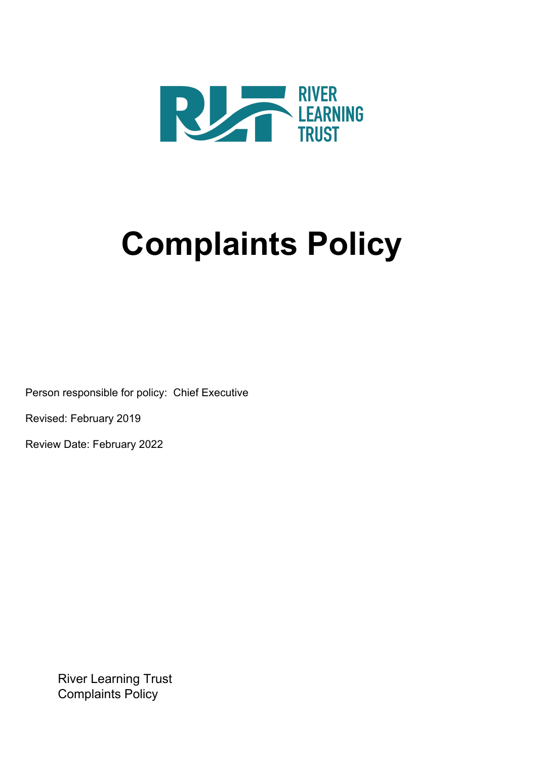RIVER LEARNING TRUST

# Complaints Policy

Person responsible for policy: Chief Executive

Revised: February 2019

Review Date: February 2022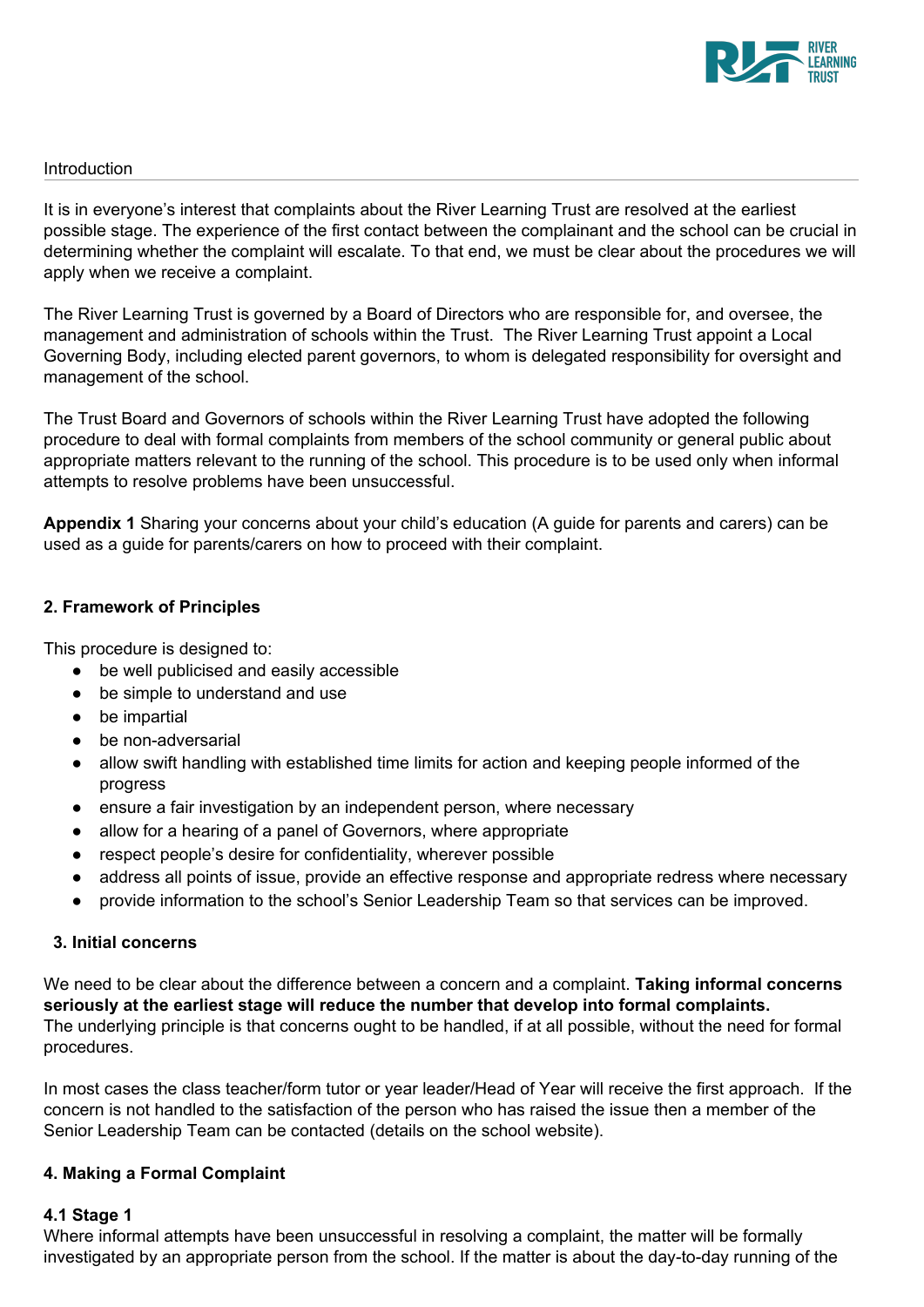## Introduction

It is in everyone's interest that complaints about the River Learning Trust are resolved at the earliest possible stage. The experience of the first contact between the complainant and the school can be crucial in determining whether the complaint will escalate. To that end, we must be clear about the procedures we will apply when we receive a complaint.

The River Learning Trust is governed by a Board of Directors who are responsible for, and oversee, the management and administration of schools within the Trust. The River Learning Trust appoint a Local Governing Body, including elected parent governors, to whom is delegated responsibility for oversight and management of the school.

The Trust Board and Governors of schools within the River Learning Trust have adopted the following procedure to deal with formal complaints from members of the school community or general public about appropriate matters relevant to the running of the school. This procedure is to be used only when informal attempts to resolve problems have been unsuccessful.

**Appendix 1** Sharing your concerns about your child's education (A guide for parents and carers) can be used as a guide for parents/carers on how to proceed with their complaint.

## 2. Framework of Principles

This procedure is designed to:

- be well publicised and easily accessible
- be simple to understand and use
- be impartial
- be non-adversarial
- allow swift handling with established time limits for action and keeping people informed of the progress
- ensure a fair investigation by an independent person, where necessary
- allow for a hearing of a panel of Governors, where appropriate
- respect people's desire for confidentiality, wherever possible
- address all points of issue, provide an effective response and appropriate redress where necessary
- provide information to the school's Senior Leadership Team so that services can be improved.

## 3. Initial concerns

We need to be clear about the difference between a concern and a complaint. **Taking informal concerns seriously at the earliest stage will reduce the number that develop into formal complaints.** The underlying principle is that concerns ought to be handled, if at all possible, without the need for formal procedures.

In most cases the class teacher/form tutor or year leader/Head of Year will receive the first approach. If the concern is not handled to the satisfaction of the person who has raised the issue then a member of the Senior Leadership Team can be contacted (details on the school website).

## 4. Making a Formal Complaint

### 4.1 Stage 1

Where informal attempts have been unsuccessful in resolving a complaint, the matter will be formally investigated by an appropriate person from the school. If the matter is about the day-to-day running of the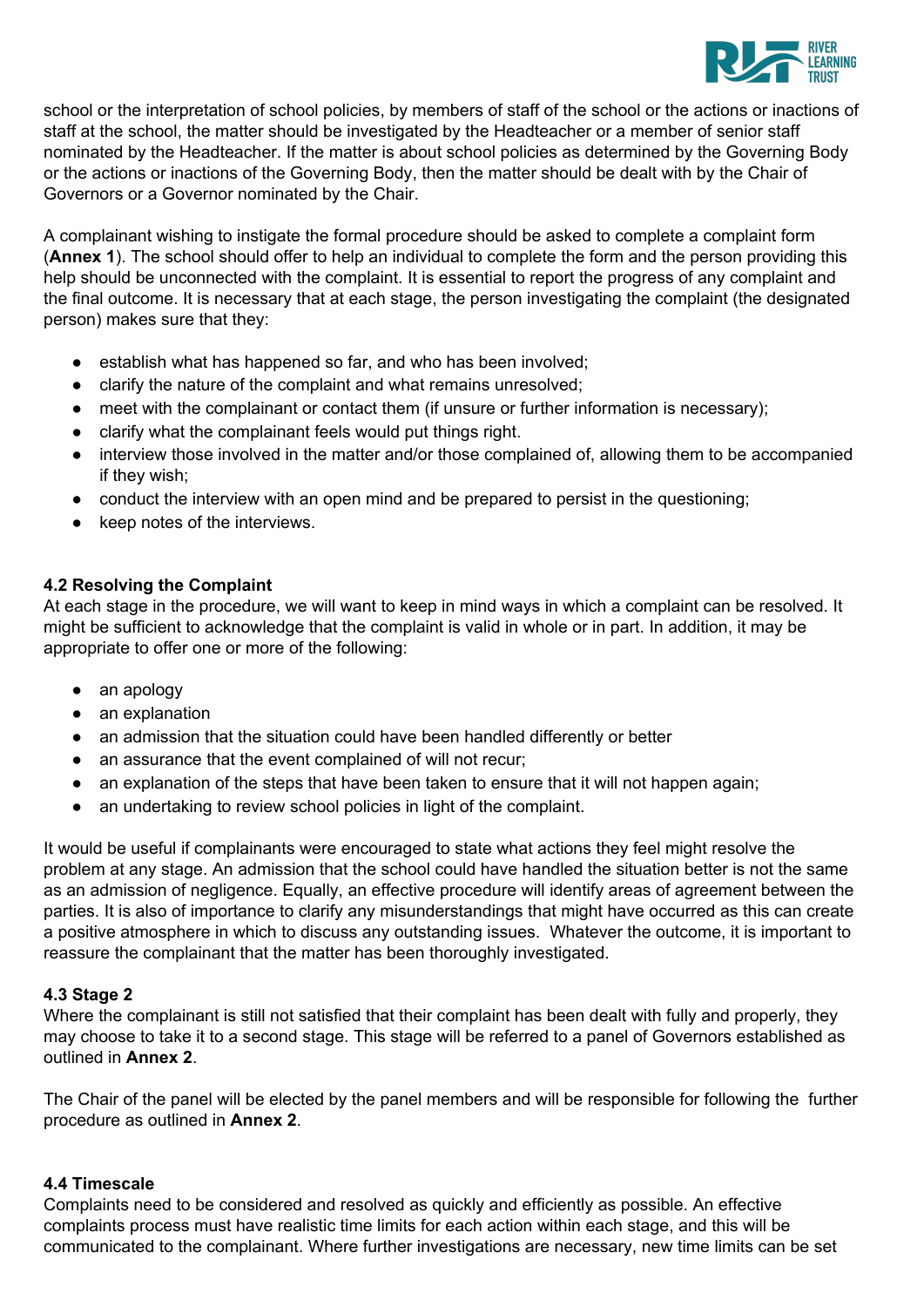school or the interpretation of school policies, by members of staff of the school or the actions or inactions of staff at the school, the matter should be investigated by the Headteacher or a member of senior staff nominated by the Headteacher. If the matter is about school policies as determined by the Governing Body or the actions or inactions of the Governing Body, then the matter should be dealt with by the Chair of Governors or a Governor nominated by the Chair.

A complainant wishing to instigate the formal procedure should be asked to complete a complaint form (**Annex 1**). The school should offer to help an individual to complete the form and the person providing this help should be unconnected with the complaint. It is essential to report the progress of any complaint and the final outcome. It is necessary that at each stage, the person investigating the complaint (the designated person) makes sure that they:

- establish what has happened so far, and who has been involved;
- clarify the nature of the complaint and what remains unresolved;
- meet with the complainant or contact them (if unsure or further information is necessary);
- clarify what the complainant feels would put things right.
- interview those involved in the matter and/or those complained of, allowing them to be accompanied if they wish;
- conduct the interview with an open mind and be prepared to persist in the questioning;
- keep notes of the interviews.

**4.2 Resolving the Complaint**

At each stage in the procedure, we will want to keep in mind ways in which a complaint can be resolved. It might be sufficient to acknowledge that the complaint is valid in whole or in part. In addition, it may be appropriate to offer one or more of the following:

- an apology
- an explanation
- an admission that the situation could have been handled differently or better
- an assurance that the event complained of will not recur;
- an explanation of the steps that have been taken to ensure that it will not happen again;
- an undertaking to review school policies in light of the complaint.

It would be useful if complainants were encouraged to state what actions they feel might resolve the problem at any stage. An admission that the school could have handled the situation better is not the same as an admission of negligence. Equally, an effective procedure will identify areas of agreement between the parties. It is also of importance to clarify any misunderstandings that might have occurred as this can create a positive atmosphere in which to discuss any outstanding issues. Whatever the outcome, it is important to reassure the complainant that the matter has been thoroughly investigated.

**4.3 Stage 2**

Where the complainant is still not satisfied that their complaint has been dealt with fully and properly, they may choose to take it to a second stage. This stage will be referred to a panel of Governors established as outlined in **Annex 2**.

The Chair of the panel will be elected by the panel members and will be responsible for following the further procedure as outlined in **Annex 2**.

**4.4 Timescale**

Complaints need to be considered and resolved as quickly and efficiently as possible. An effective complaints process must have realistic time limits for each action within each stage, and this will be communicated to the complainant. Where further investigations are necessary, new time limits can be set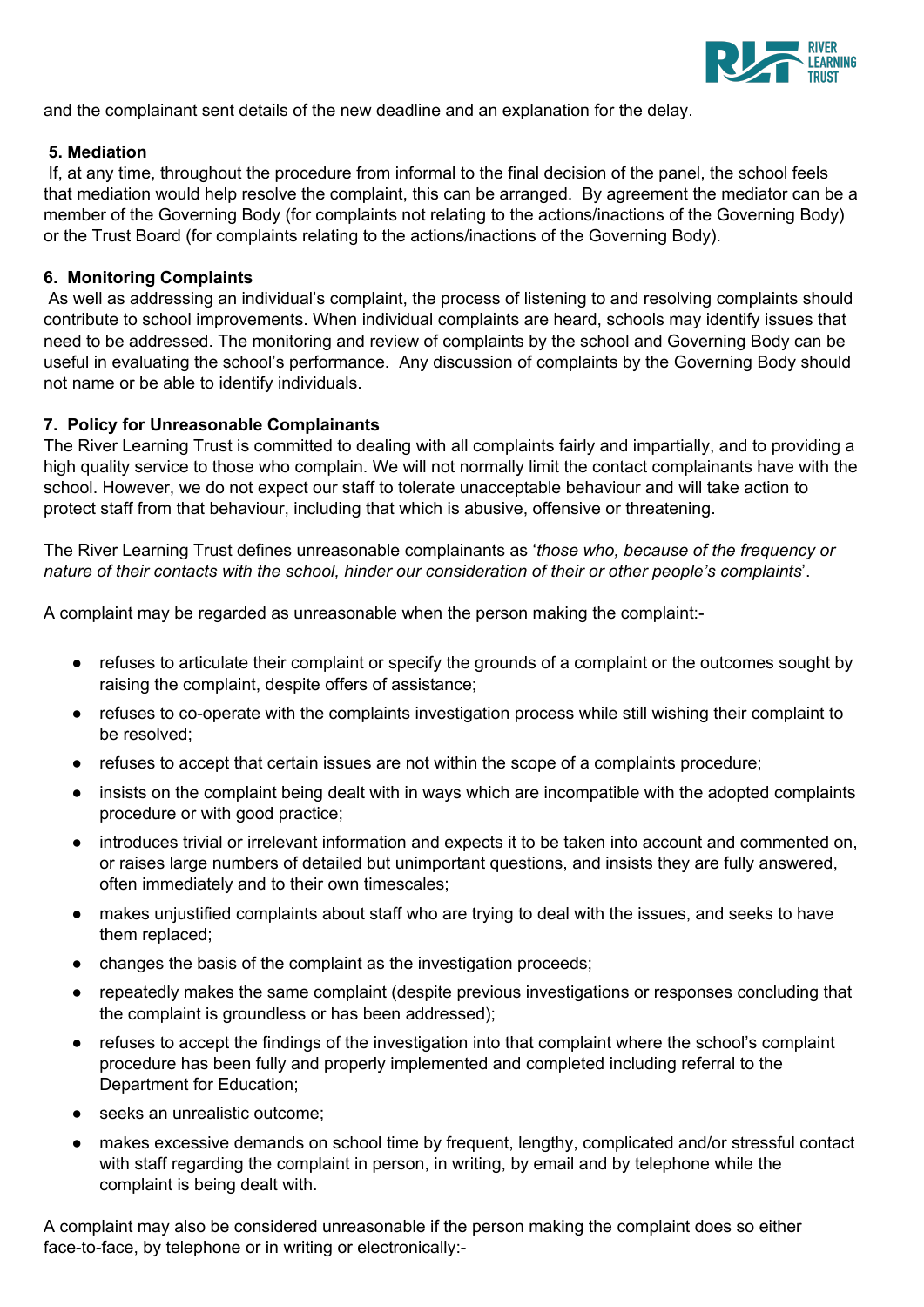and the complainant sent details of the new deadline and an explanation for the delay.

**5. Mediation**

If, at any time, throughout the procedure from informal to the final decision of the panel, the school feels that mediation would help resolve the complaint, this can be arranged. By agreement the mediator can be a member of the Governing Body (for complaints not relating to the actions/inactions of the Governing Body) or the Trust Board (for complaints relating to the actions/inactions of the Governing Body).

**6. Monitoring Complaints**

As well as addressing an individual's complaint, the process of listening to and resolving complaints should contribute to school improvements. When individual complaints are heard, schools may identify issues that need to be addressed. The monitoring and review of complaints by the school and Governing Body can be useful in evaluating the school's performance. Any discussion of complaints by the Governing Body should not name or be able to identify individuals.

**7. Policy for Unreasonable Complainants**

The River Learning Trust is committed to dealing with all complaints fairly and impartially, and to providing a high quality service to those who complain. We will not normally limit the contact complainants have with the school. However, we do not expect our staff to tolerate unacceptable behaviour and will take action to protect staff from that behaviour, including that which is abusive, offensive or threatening.

The River Learning Trust defines unreasonable complainants as '*those who, because of the frequency or nature of their contacts with the school, hinder our consideration of their or other people's complaints*'.

A complaint may be regarded as unreasonable when the person making the complaint:-

- refuses to articulate their complaint or specify the grounds of a complaint or the outcomes sought by raising the complaint, despite offers of assistance;
- refuses to co-operate with the complaints investigation process while still wishing their complaint to be resolved;
- refuses to accept that certain issues are not within the scope of a complaints procedure;
- insists on the complaint being dealt with in ways which are incompatible with the adopted complaints procedure or with good practice;
- introduces trivial or irrelevant information and expects it to be taken into account and commented on, or raises large numbers of detailed but unimportant questions, and insists they are fully answered, often immediately and to their own timescales;
- makes unjustified complaints about staff who are trying to deal with the issues, and seeks to have them replaced;
- changes the basis of the complaint as the investigation proceeds;
- repeatedly makes the same complaint (despite previous investigations or responses concluding that the complaint is groundless or has been addressed);
- refuses to accept the findings of the investigation into that complaint where the school's complaint procedure has been fully and properly implemented and completed including referral to the Department for Education;
- seeks an unrealistic outcome;
- makes excessive demands on school time by frequent, lengthy, complicated and/or stressful contact with staff regarding the complaint in person, in writing, by email and by telephone while the complaint is being dealt with.

A complaint may also be considered unreasonable if the person making the complaint does so either face-to-face, by telephone or in writing or electronically:-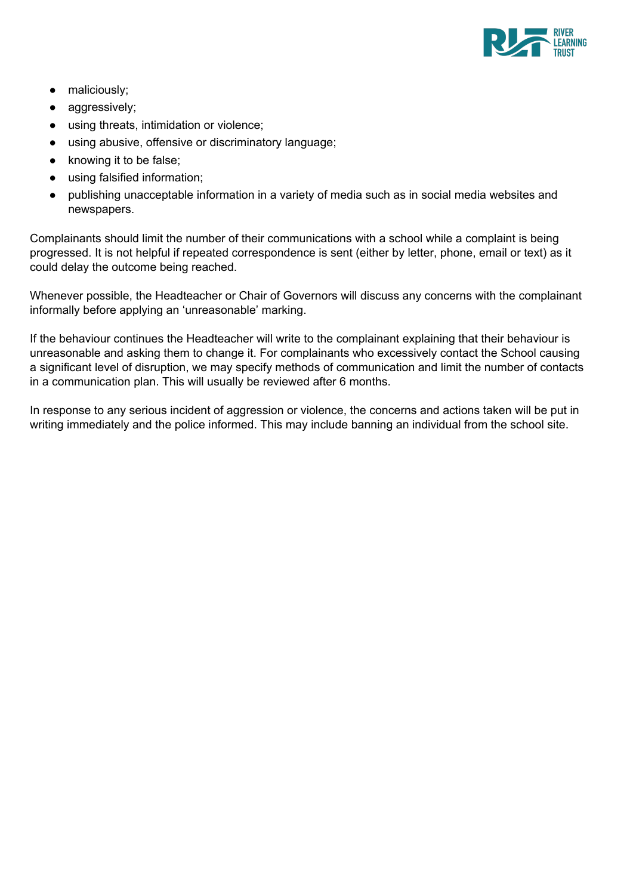- maliciously;
- aggressively;
- using threats, intimidation or violence;
- using abusive, offensive or discriminatory language;
- knowing it to be false;
- using falsified information;
- publishing unacceptable information in a variety of media such as in social media websites and newspapers.

Complainants should limit the number of their communications with a school while a complaint is being progressed. It is not helpful if repeated correspondence is sent (either by letter, phone, email or text) as it could delay the outcome being reached.

Whenever possible, the Headteacher or Chair of Governors will discuss any concerns with the complainant informally before applying an 'unreasonable' marking.

If the behaviour continues the Headteacher will write to the complainant explaining that their behaviour is unreasonable and asking them to change it. For complainants who excessively contact the School causing a significant level of disruption, we may specify methods of communication and limit the number of contacts in a communication plan. This will usually be reviewed after 6 months.

In response to any serious incident of aggression or violence, the concerns and actions taken will be put in writing immediately and the police informed. This may include banning an individual from the school site.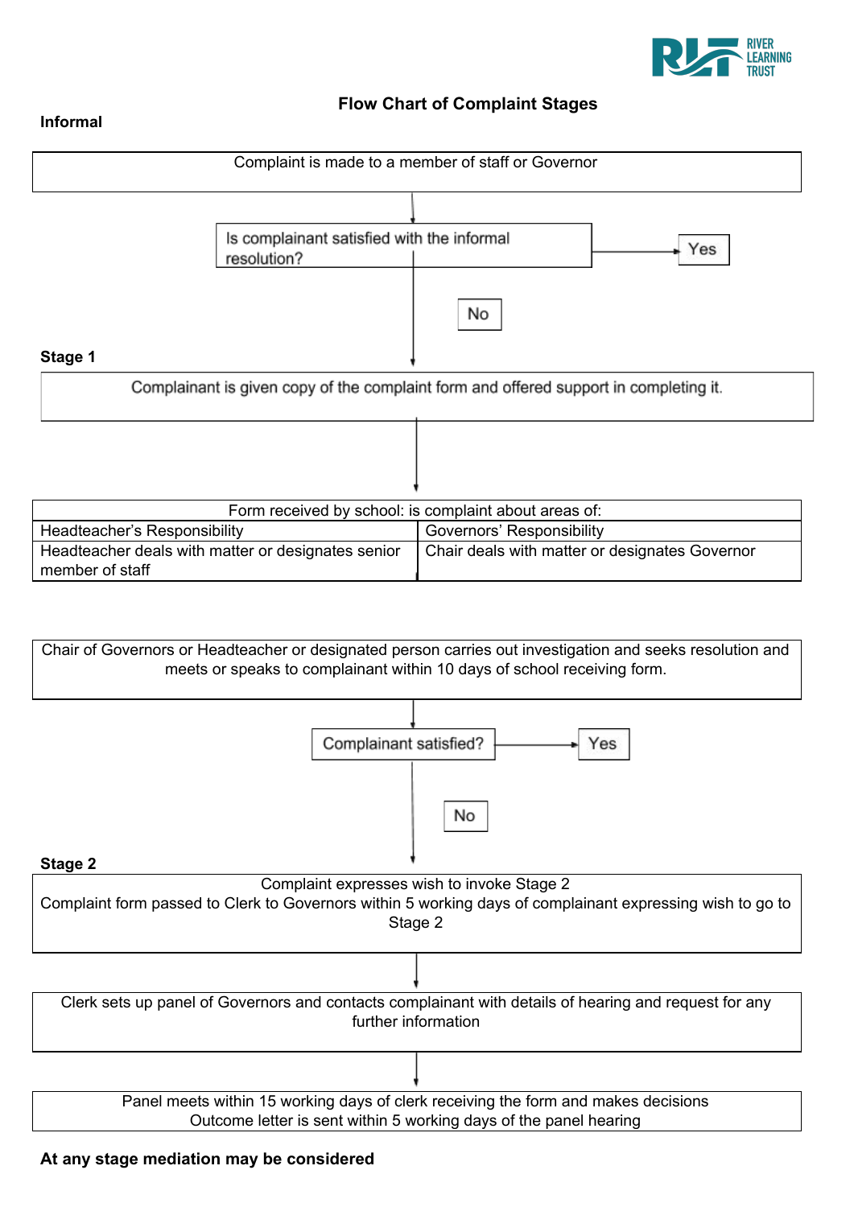# Flow Chart of Complaint Stages

**Informal**

Complaint is made to a member of staff or Governor

Is complainant satisfied with the informal resolution?

Yes

No

**Stage 1**

Complainant is given copy of the complaint form and offered support in completing it.

| Form received by school: is complaint about areas of: | |
|---|---|
| Headteacher's Responsibility | Governors' Responsibility |
| Headteacher deals with matter or designates senior member of staff | Chair deals with matter or designates Governor |

Chair of Governors or Headteacher or designated person carries out investigation and seeks resolution and meets or speaks to complainant within 10 days of school receiving form.

Complainant satisfied?

Yes

No

**Stage 2**

Complaint expresses wish to invoke Stage 2
Complaint form passed to Clerk to Governors within 5 working days of complainant expressing wish to go to Stage 2

Clerk sets up panel of Governors and contacts complainant with details of hearing and request for any further information

Panel meets within 15 working days of clerk receiving the form and makes decisions
Outcome letter is sent within 5 working days of the panel hearing

**At any stage mediation may be considered**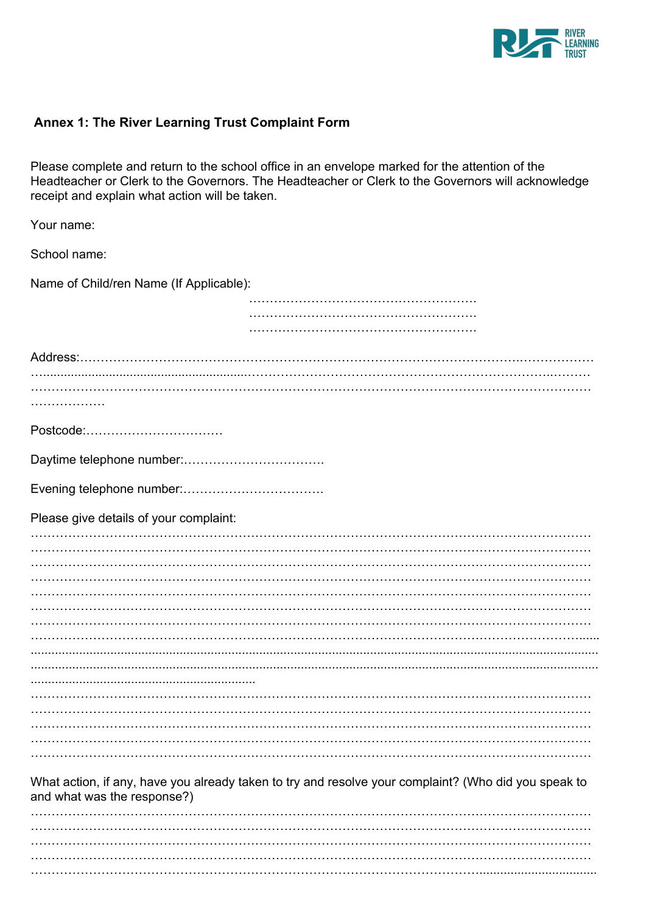### Annex 1: The River Learning Trust Complaint Form

Please complete and return to the school office in an envelope marked for the attention of the Headteacher or Clerk to the Governors. The Headteacher or Clerk to the Governors will acknowledge receipt and explain what action will be taken.

Your name:

School name:

Name of Child/ren Name (If Applicable):

………………………………………………

………………………………………………

………………………………………………

Address:…………………………………………………………………………………………………………

…………………………………………………………………………………………………………………

…………………………………………………………………………………………………………………

………………

Postcode:……………………………

Daytime telephone number:……………………………

Evening telephone number:……………………………

Please give details of your complaint:

…………………………………………………………………………………………………………………

…………………………………………………………………………………………………………………

…………………………………………………………………………………………………………………

…………………………………………………………………………………………………………………

…………………………………………………………………………………………………………………

…………………………………………………………………………………………………………………

…………………………………………………………………………………………………………………

…………………………………………………………………………………………………………………

…………………………………………………………………………………………………………………

…………………………………………………………………………………………………………………

…………………………………………………………

…………………………………………………………………………………………………………………

…………………………………………………………………………………………………………………

…………………………………………………………………………………………………………………

…………………………………………………………………………………………………………………

…………………………………………………………………………………………………………………

What action, if any, have you already taken to try and resolve your complaint? (Who did you speak to and what was the response?)

…………………………………………………………………………………………………………………

…………………………………………………………………………………………………………………

…………………………………………………………………………………………………………………

…………………………………………………………………………………………………………………

…………………………………………………………………………………………………………………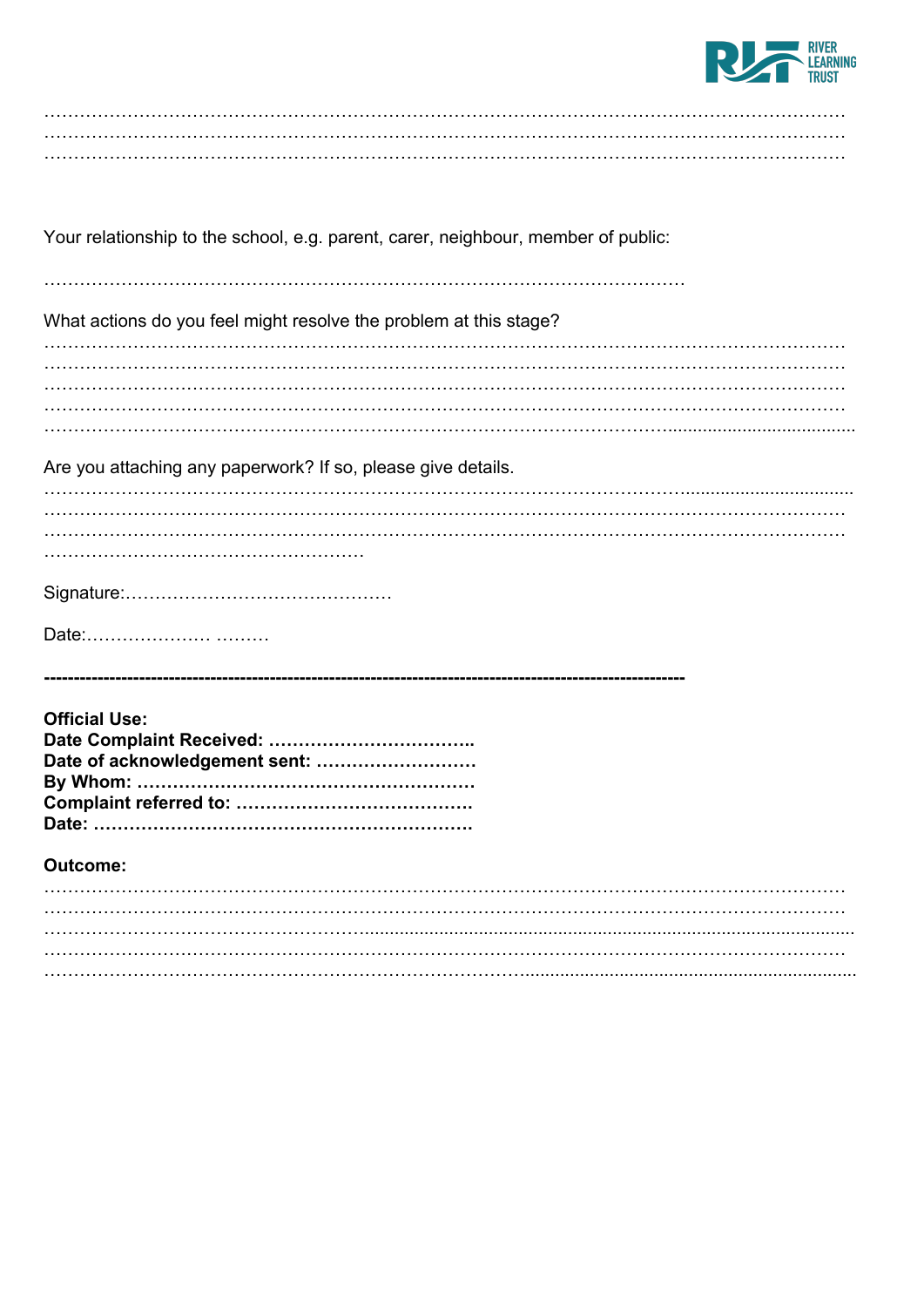…………………………………………………………………………………………………………………
…………………………………………………………………………………………………………………
…………………………………………………………………………………………………………………

Your relationship to the school, e.g. parent, carer, neighbour, member of public:

……………………………………………………………………………………………

What actions do you feel might resolve the problem at this stage?

…………………………………………………………………………………………………………………
…………………………………………………………………………………………………………………
…………………………………………………………………………………………………………………
…………………………………………………………………………………………………………………
…………………………………………………………………………………………………………………

Are you attaching any paperwork? If so, please give details.

…………………………………………………………………………………………………………………
…………………………………………………………………………………………………………………
…………………………………………………………………………………………………………………
………………………………………………

Signature:………………………………………

Date:………………… ………

---

**Official Use:**
**Date Complaint Received: ……………………………..**
**Date of acknowledgement sent: ………………………**
**By Whom: …………………………………………………**
**Complaint referred to: ………………………………….**
**Date: ……………………………………………………….**

**Outcome:**

…………………………………………………………………………………………………………………
…………………………………………………………………………………………………………………
…………………………………………………………………………………………………………………
…………………………………………………………………………………………………………………
…………………………………………………………………………………………………………………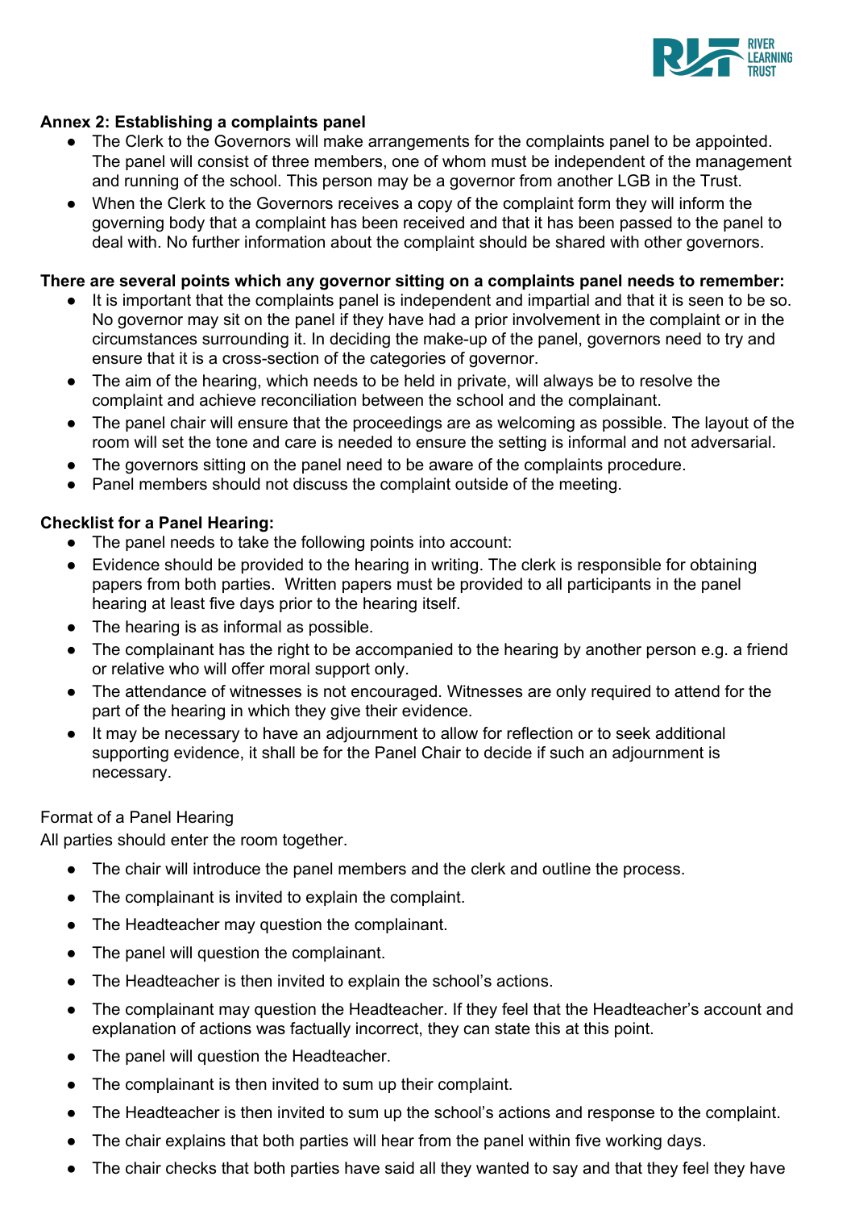**Annex 2: Establishing a complaints panel**

- The Clerk to the Governors will make arrangements for the complaints panel to be appointed. The panel will consist of three members, one of whom must be independent of the management and running of the school. This person may be a governor from another LGB in the Trust.
- When the Clerk to the Governors receives a copy of the complaint form they will inform the governing body that a complaint has been received and that it has been passed to the panel to deal with. No further information about the complaint should be shared with other governors.

**There are several points which any governor sitting on a complaints panel needs to remember:**

- It is important that the complaints panel is independent and impartial and that it is seen to be so. No governor may sit on the panel if they have had a prior involvement in the complaint or in the circumstances surrounding it. In deciding the make-up of the panel, governors need to try and ensure that it is a cross-section of the categories of governor.
- The aim of the hearing, which needs to be held in private, will always be to resolve the complaint and achieve reconciliation between the school and the complainant.
- The panel chair will ensure that the proceedings are as welcoming as possible. The layout of the room will set the tone and care is needed to ensure the setting is informal and not adversarial.
- The governors sitting on the panel need to be aware of the complaints procedure.
- Panel members should not discuss the complaint outside of the meeting.

**Checklist for a Panel Hearing:**

- The panel needs to take the following points into account:
- Evidence should be provided to the hearing in writing. The clerk is responsible for obtaining papers from both parties. Written papers must be provided to all participants in the panel hearing at least five days prior to the hearing itself.
- The hearing is as informal as possible.
- The complainant has the right to be accompanied to the hearing by another person e.g. a friend or relative who will offer moral support only.
- The attendance of witnesses is not encouraged. Witnesses are only required to attend for the part of the hearing in which they give their evidence.
- It may be necessary to have an adjournment to allow for reflection or to seek additional supporting evidence, it shall be for the Panel Chair to decide if such an adjournment is necessary.

Format of a Panel Hearing

All parties should enter the room together.

- The chair will introduce the panel members and the clerk and outline the process.
- The complainant is invited to explain the complaint.
- The Headteacher may question the complainant.
- The panel will question the complainant.
- The Headteacher is then invited to explain the school's actions.
- The complainant may question the Headteacher. If they feel that the Headteacher's account and explanation of actions was factually incorrect, they can state this at this point.
- The panel will question the Headteacher.
- The complainant is then invited to sum up their complaint.
- The Headteacher is then invited to sum up the school's actions and response to the complaint.
- The chair explains that both parties will hear from the panel within five working days.
- The chair checks that both parties have said all they wanted to say and that they feel they have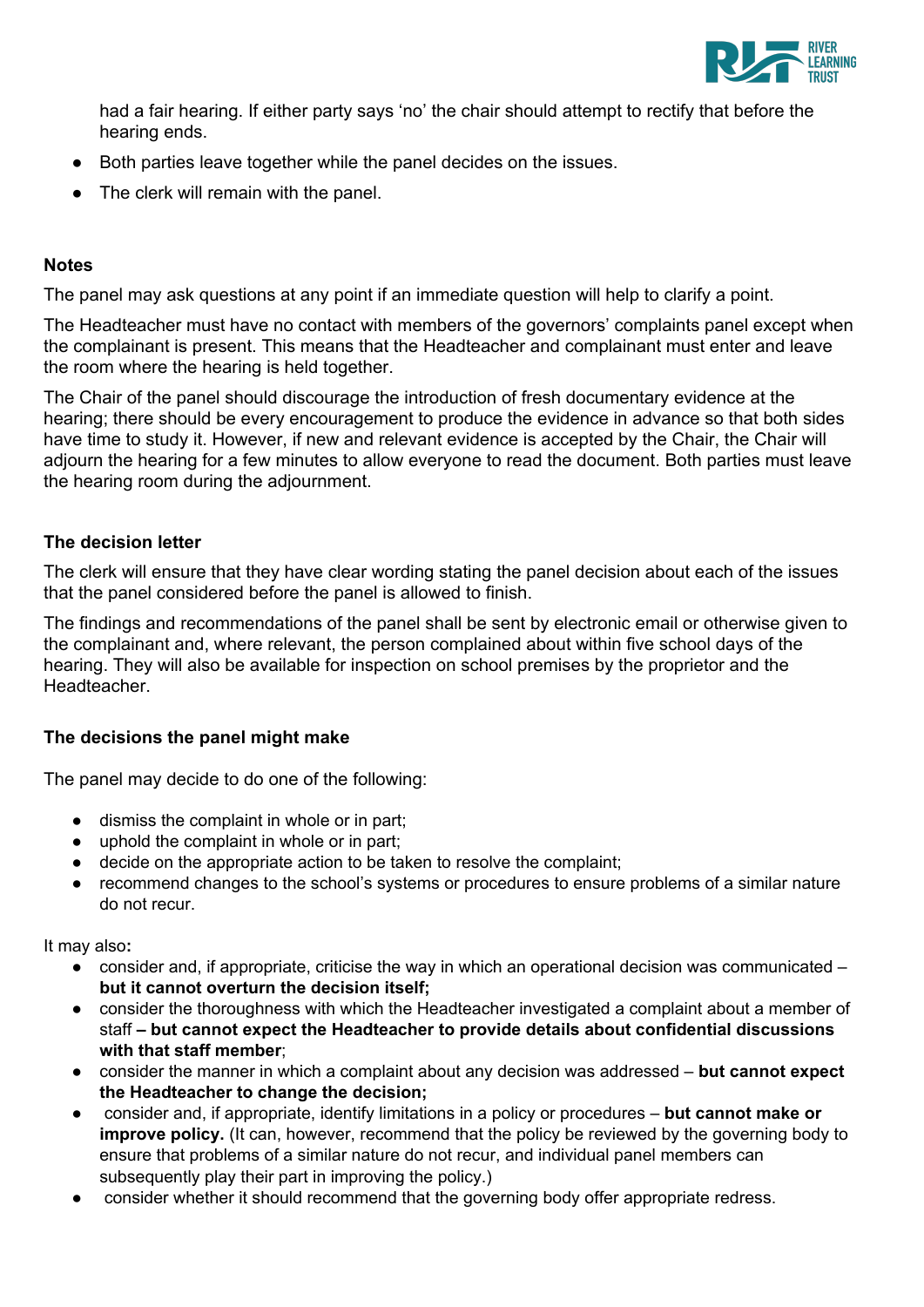had a fair hearing. If either party says 'no' the chair should attempt to rectify that before the hearing ends.

- Both parties leave together while the panel decides on the issues.
- The clerk will remain with the panel.

### Notes

The panel may ask questions at any point if an immediate question will help to clarify a point.

The Headteacher must have no contact with members of the governors' complaints panel except when the complainant is present. This means that the Headteacher and complainant must enter and leave the room where the hearing is held together.

The Chair of the panel should discourage the introduction of fresh documentary evidence at the hearing; there should be every encouragement to produce the evidence in advance so that both sides have time to study it. However, if new and relevant evidence is accepted by the Chair, the Chair will adjourn the hearing for a few minutes to allow everyone to read the document. Both parties must leave the hearing room during the adjournment.

### The decision letter

The clerk will ensure that they have clear wording stating the panel decision about each of the issues that the panel considered before the panel is allowed to finish.

The findings and recommendations of the panel shall be sent by electronic email or otherwise given to the complainant and, where relevant, the person complained about within five school days of the hearing. They will also be available for inspection on school premises by the proprietor and the Headteacher.

### The decisions the panel might make

The panel may decide to do one of the following:

- dismiss the complaint in whole or in part;
- uphold the complaint in whole or in part;
- decide on the appropriate action to be taken to resolve the complaint;
- recommend changes to the school's systems or procedures to ensure problems of a similar nature do not recur.

It may also**:**

- consider and, if appropriate, criticise the way in which an operational decision was communicated – **but it cannot overturn the decision itself;**
- consider the thoroughness with which the Headteacher investigated a complaint about a member of staff **– but cannot expect the Headteacher to provide details about confidential discussions with that staff member**;
- consider the manner in which a complaint about any decision was addressed – **but cannot expect the Headteacher to change the decision;**
- consider and, if appropriate, identify limitations in a policy or procedures – **but cannot make or improve policy.** (It can, however, recommend that the policy be reviewed by the governing body to ensure that problems of a similar nature do not recur, and individual panel members can subsequently play their part in improving the policy.)
- consider whether it should recommend that the governing body offer appropriate redress.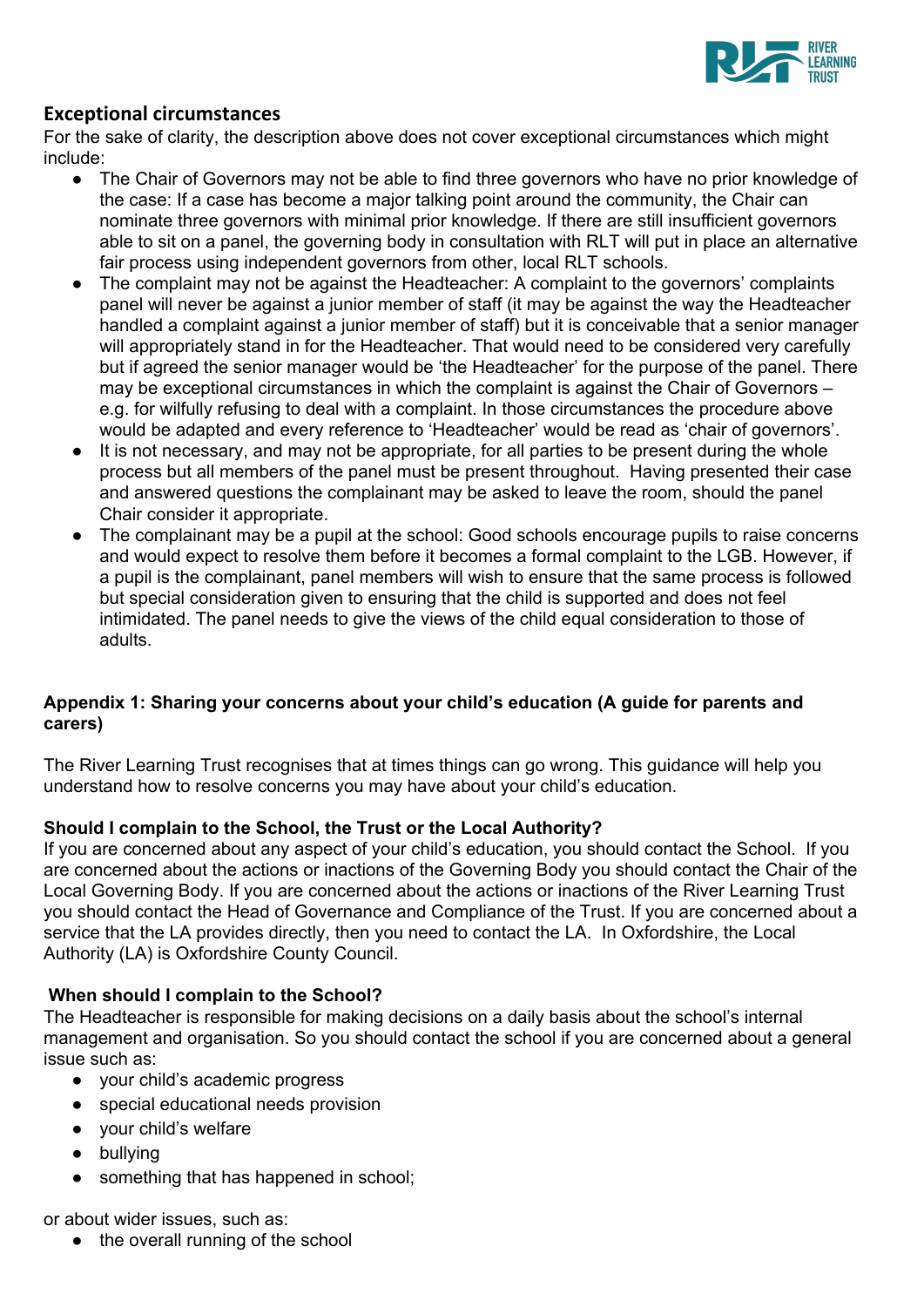## Exceptional circumstances

For the sake of clarity, the description above does not cover exceptional circumstances which might include:

- The Chair of Governors may not be able to find three governors who have no prior knowledge of the case: If a case has become a major talking point around the community, the Chair can nominate three governors with minimal prior knowledge. If there are still insufficient governors able to sit on a panel, the governing body in consultation with RLT will put in place an alternative fair process using independent governors from other, local RLT schools.
- The complaint may not be against the Headteacher: A complaint to the governors' complaints panel will never be against a junior member of staff (it may be against the way the Headteacher handled a complaint against a junior member of staff) but it is conceivable that a senior manager will appropriately stand in for the Headteacher. That would need to be considered very carefully but if agreed the senior manager would be 'the Headteacher' for the purpose of the panel. There may be exceptional circumstances in which the complaint is against the Chair of Governors – e.g. for wilfully refusing to deal with a complaint. In those circumstances the procedure above would be adapted and every reference to 'Headteacher' would be read as 'chair of governors'.
- It is not necessary, and may not be appropriate, for all parties to be present during the whole process but all members of the panel must be present throughout. Having presented their case and answered questions the complainant may be asked to leave the room, should the panel Chair consider it appropriate.
- The complainant may be a pupil at the school: Good schools encourage pupils to raise concerns and would expect to resolve them before it becomes a formal complaint to the LGB. However, if a pupil is the complainant, panel members will wish to ensure that the same process is followed but special consideration given to ensuring that the child is supported and does not feel intimidated. The panel needs to give the views of the child equal consideration to those of adults.

**Appendix 1: Sharing your concerns about your child's education (A guide for parents and carers)**

The River Learning Trust recognises that at times things can go wrong. This guidance will help you understand how to resolve concerns you may have about your child's education.

**Should I complain to the School, the Trust or the Local Authority?**

If you are concerned about any aspect of your child's education, you should contact the School. If you are concerned about the actions or inactions of the Governing Body you should contact the Chair of the Local Governing Body. If you are concerned about the actions or inactions of the River Learning Trust you should contact the Head of Governance and Compliance of the Trust. If you are concerned about a service that the LA provides directly, then you need to contact the LA. In Oxfordshire, the Local Authority (LA) is Oxfordshire County Council.

**When should I complain to the School?**

The Headteacher is responsible for making decisions on a daily basis about the school's internal management and organisation. So you should contact the school if you are concerned about a general issue such as:

- your child's academic progress
- special educational needs provision
- your child's welfare
- bullying
- something that has happened in school;

or about wider issues, such as:

- the overall running of the school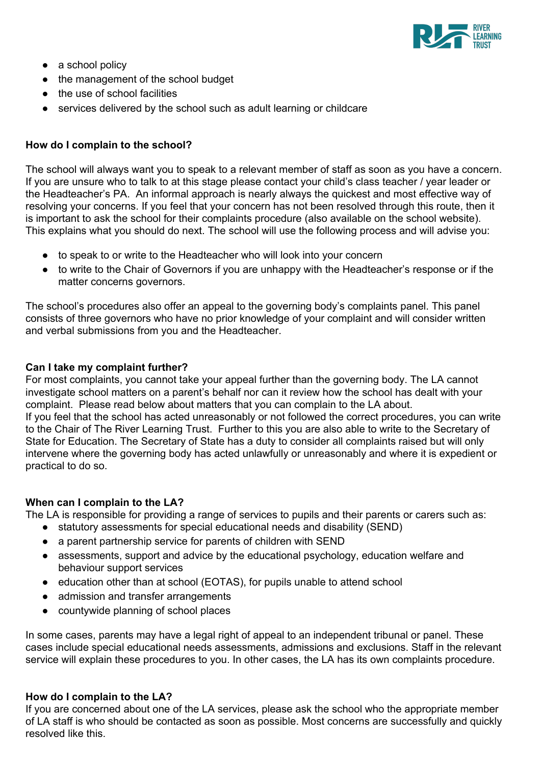- a school policy
- the management of the school budget
- the use of school facilities
- services delivered by the school such as adult learning or childcare

**How do I complain to the school?**

The school will always want you to speak to a relevant member of staff as soon as you have a concern. If you are unsure who to talk to at this stage please contact your child's class teacher / year leader or the Headteacher's PA. An informal approach is nearly always the quickest and most effective way of resolving your concerns. If you feel that your concern has not been resolved through this route, then it is important to ask the school for their complaints procedure (also available on the school website). This explains what you should do next. The school will use the following process and will advise you:

- to speak to or write to the Headteacher who will look into your concern
- to write to the Chair of Governors if you are unhappy with the Headteacher's response or if the matter concerns governors.

The school's procedures also offer an appeal to the governing body's complaints panel. This panel consists of three governors who have no prior knowledge of your complaint and will consider written and verbal submissions from you and the Headteacher.

**Can I take my complaint further?**

For most complaints, you cannot take your appeal further than the governing body. The LA cannot investigate school matters on a parent's behalf nor can it review how the school has dealt with your complaint. Please read below about matters that you can complain to the LA about.

If you feel that the school has acted unreasonably or not followed the correct procedures, you can write to the Chair of The River Learning Trust. Further to this you are also able to write to the Secretary of State for Education. The Secretary of State has a duty to consider all complaints raised but will only intervene where the governing body has acted unlawfully or unreasonably and where it is expedient or practical to do so.

**When can I complain to the LA?**

The LA is responsible for providing a range of services to pupils and their parents or carers such as:

- statutory assessments for special educational needs and disability (SEND)
- a parent partnership service for parents of children with SEND
- assessments, support and advice by the educational psychology, education welfare and behaviour support services
- education other than at school (EOTAS), for pupils unable to attend school
- admission and transfer arrangements
- countywide planning of school places

In some cases, parents may have a legal right of appeal to an independent tribunal or panel. These cases include special educational needs assessments, admissions and exclusions. Staff in the relevant service will explain these procedures to you. In other cases, the LA has its own complaints procedure.

**How do I complain to the LA?**

If you are concerned about one of the LA services, please ask the school who the appropriate member of LA staff is who should be contacted as soon as possible. Most concerns are successfully and quickly resolved like this.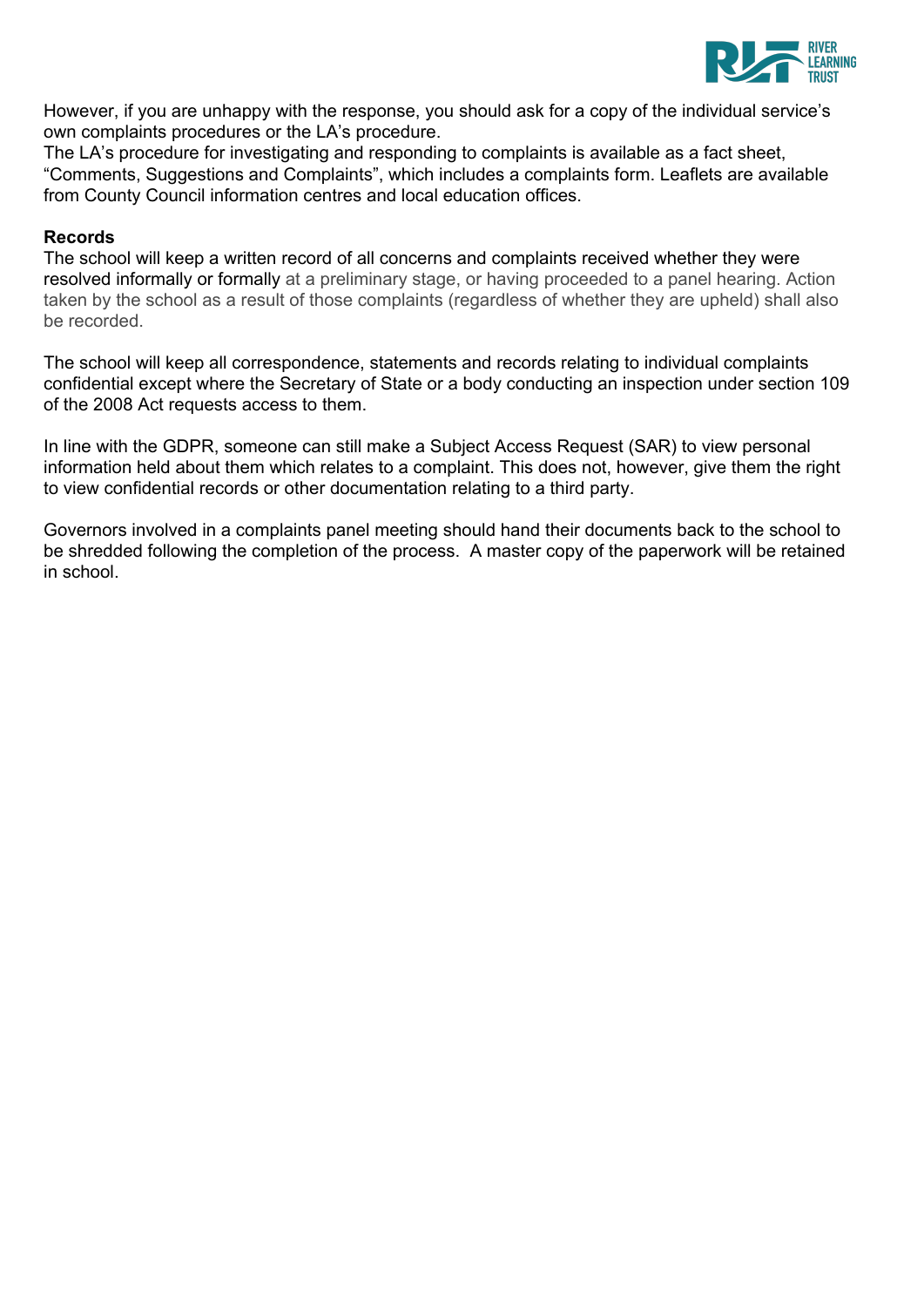However, if you are unhappy with the response, you should ask for a copy of the individual service's own complaints procedures or the LA's procedure.
The LA's procedure for investigating and responding to complaints is available as a fact sheet, "Comments, Suggestions and Complaints", which includes a complaints form. Leaflets are available from County Council information centres and local education offices.

**Records**
The school will keep a written record of all concerns and complaints received whether they were resolved informally or formally at a preliminary stage, or having proceeded to a panel hearing. Action taken by the school as a result of those complaints (regardless of whether they are upheld) shall also be recorded.

The school will keep all correspondence, statements and records relating to individual complaints confidential except where the Secretary of State or a body conducting an inspection under section 109 of the 2008 Act requests access to them.

In line with the GDPR, someone can still make a Subject Access Request (SAR) to view personal information held about them which relates to a complaint. This does not, however, give them the right to view confidential records or other documentation relating to a third party.

Governors involved in a complaints panel meeting should hand their documents back to the school to be shredded following the completion of the process. A master copy of the paperwork will be retained in school.